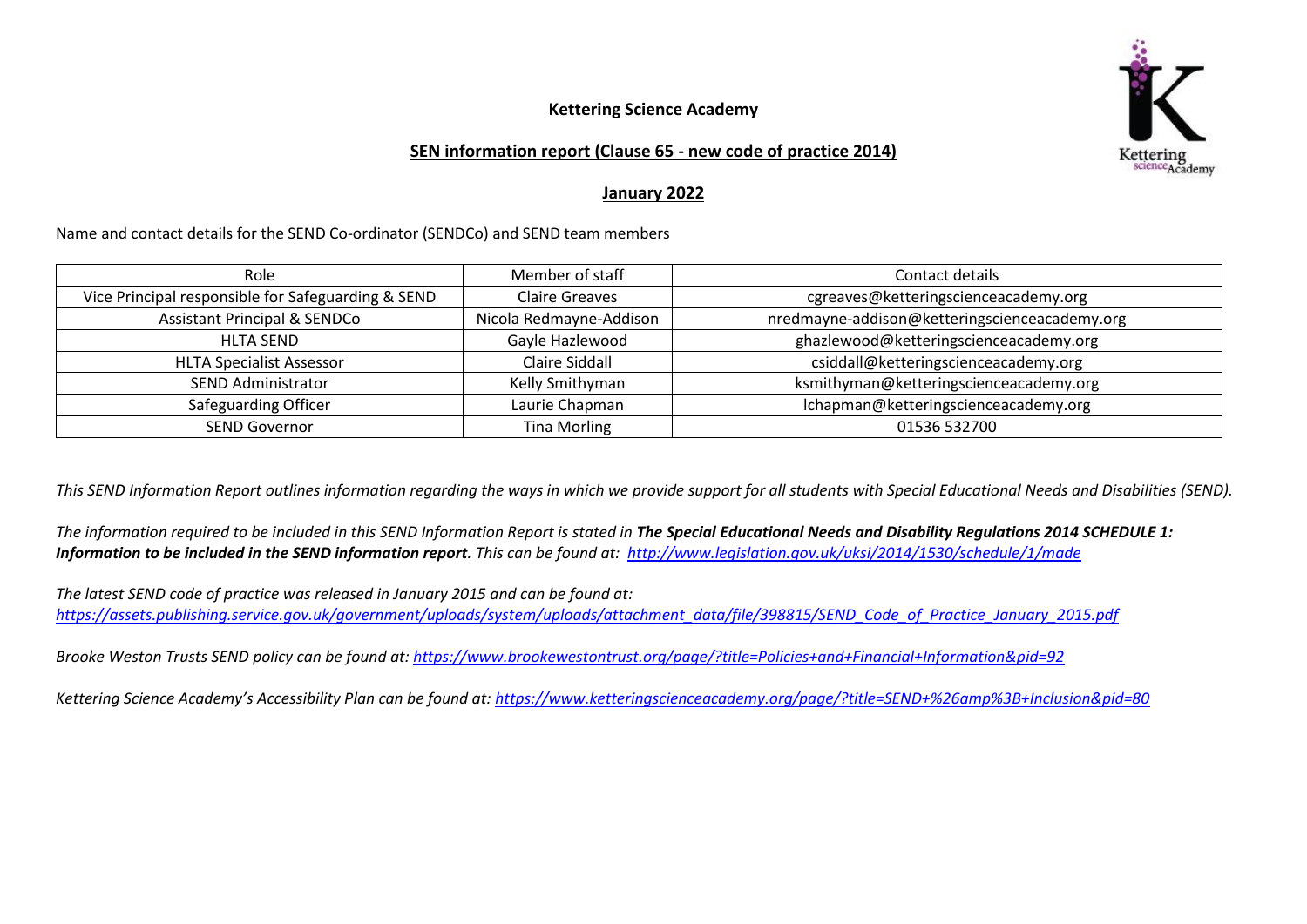# Kettering Science Academy

## SEN information report (Clause 65 - new code of practice 2014)

### January 2022

Name and contact details for the SEND Co-ordinator (SENDCo) and SEND team members

| Role | Member of staff | Contact details |
|---|---|---|
| Vice Principal responsible for Safeguarding & SEND | Claire Greaves | cgreaves@ketteringscienceacademy.org |
| Assistant Principal & SENDCo | Nicola Redmayne-Addison | nredmayne-addison@ketteringscienceacademy.org |
| HLTA SEND | Gayle Hazlewood | ghazlewood@ketteringscienceacademy.org |
| HLTA Specialist Assessor | Claire Siddall | csiddall@ketteringscienceacademy.org |
| SEND Administrator | Kelly Smithyman | ksmithyman@ketteringscienceacademy.org |
| Safeguarding Officer | Laurie Chapman | lchapman@ketteringscienceacademy.org |
| SEND Governor | Tina Morling | 01536 532700 |

*This SEND Information Report outlines information regarding the ways in which we provide support for all students with Special Educational Needs and Disabilities (SEND).*

*The information required to be included in this SEND Information Report is stated in **The Special Educational Needs and Disability Regulations 2014 SCHEDULE 1: Information to be included in the SEND information report**. This can be found at: http://www.legislation.gov.uk/uksi/2014/1530/schedule/1/made*

*The latest SEND code of practice was released in January 2015 and can be found at: https://assets.publishing.service.gov.uk/government/uploads/system/uploads/attachment_data/file/398815/SEND_Code_of_Practice_January_2015.pdf*

*Brooke Weston Trusts SEND policy can be found at: https://www.brookewestontrust.org/page/?title=Policies+and+Financial+Information&pid=92*

*Kettering Science Academy's Accessibility Plan can be found at: https://www.ketteringscienceacademy.org/page/?title=SEND+%26amp%3B+Inclusion&pid=80*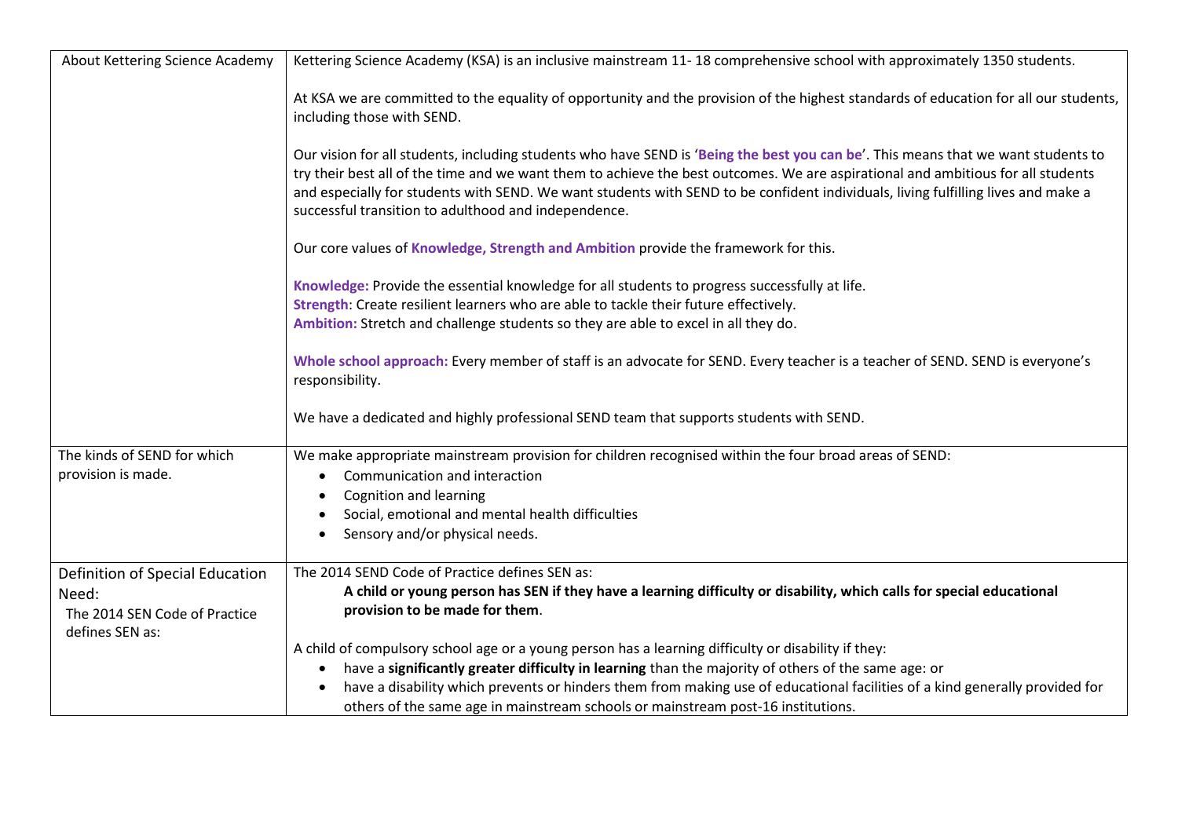| About Kettering Science Academy | Kettering Science Academy (KSA) is an inclusive mainstream 11- 18 comprehensive school with approximately 1350 students.<br><br>At KSA we are committed to the equality of opportunity and the provision of the highest standards of education for all our students, including those with SEND.<br><br>Our vision for all students, including students who have SEND is '**Being the best you can be**'. This means that we want students to try their best all of the time and we want them to achieve the best outcomes. We are aspirational and ambitious for all students and especially for students with SEND. We want students with SEND to be confident individuals, living fulfilling lives and make a successful transition to adulthood and independence.<br><br>Our core values of **Knowledge, Strength and Ambition** provide the framework for this.<br><br>**Knowledge:** Provide the essential knowledge for all students to progress successfully at life.<br>**Strength**: Create resilient learners who are able to tackle their future effectively.<br>**Ambition:** Stretch and challenge students so they are able to excel in all they do.<br><br>**Whole school approach:** Every member of staff is an advocate for SEND. Every teacher is a teacher of SEND. SEND is everyone's responsibility.<br><br>We have a dedicated and highly professional SEND team that supports students with SEND. |
|---|---|
| The kinds of SEND for which provision is made. | We make appropriate mainstream provision for children recognised within the four broad areas of SEND:<br>• Communication and interaction<br>• Cognition and learning<br>• Social, emotional and mental health difficulties<br>• Sensory and/or physical needs. |
| Definition of Special Education Need:<br>The 2014 SEN Code of Practice defines SEN as: | The 2014 SEND Code of Practice defines SEN as:<br>**A child or young person has SEN if they have a learning difficulty or disability, which calls for special educational provision to be made for them**.<br><br>A child of compulsory school age or a young person has a learning difficulty or disability if they:<br>• have a **significantly greater difficulty in learning** than the majority of others of the same age: or<br>• have a disability which prevents or hinders them from making use of educational facilities of a kind generally provided for others of the same age in mainstream schools or mainstream post-16 institutions. |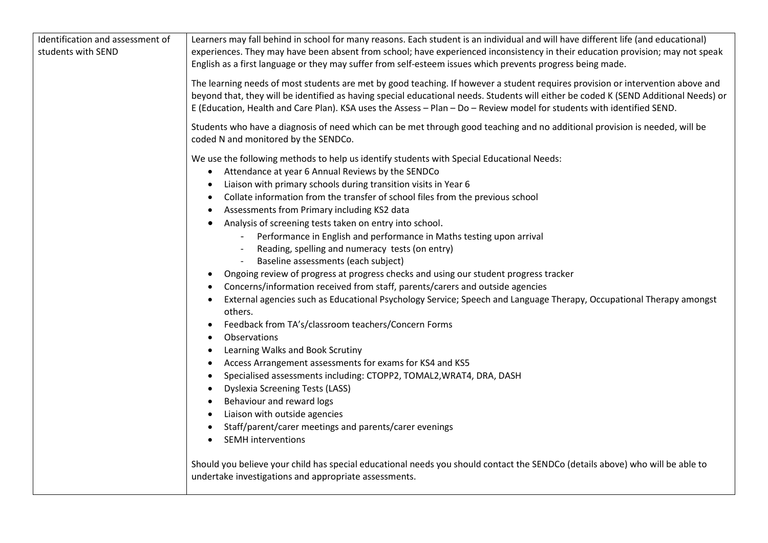| | |
|---|---|
| Identification and assessment of students with SEND | Learners may fall behind in school for many reasons. Each student is an individual and will have different life (and educational) experiences. They may have been absent from school; have experienced inconsistency in their education provision; may not speak English as a first language or they may suffer from self-esteem issues which prevents progress being made.<br><br>The learning needs of most students are met by good teaching. If however a student requires provision or intervention above and beyond that, they will be identified as having special educational needs. Students will either be coded K (SEND Additional Needs) or E (Education, Health and Care Plan). KSA uses the Assess – Plan – Do – Review model for students with identified SEND.<br><br>Students who have a diagnosis of need which can be met through good teaching and no additional provision is needed, will be coded N and monitored by the SENDCo.<br><br>We use the following methods to help us identify students with Special Educational Needs:<br>• Attendance at year 6 Annual Reviews by the SENDCo<br>• Liaison with primary schools during transition visits in Year 6<br>• Collate information from the transfer of school files from the previous school<br>• Assessments from Primary including KS2 data<br>• Analysis of screening tests taken on entry into school.<br>&nbsp;&nbsp;&nbsp;&nbsp;- Performance in English and performance in Maths testing upon arrival<br>&nbsp;&nbsp;&nbsp;&nbsp;- Reading, spelling and numeracy tests (on entry)<br>&nbsp;&nbsp;&nbsp;&nbsp;- Baseline assessments (each subject)<br>• Ongoing review of progress at progress checks and using our student progress tracker<br>• Concerns/information received from staff, parents/carers and outside agencies<br>• External agencies such as Educational Psychology Service; Speech and Language Therapy, Occupational Therapy amongst others.<br>• Feedback from TA's/classroom teachers/Concern Forms<br>• Observations<br>• Learning Walks and Book Scrutiny<br>• Access Arrangement assessments for exams for KS4 and KS5<br>• Specialised assessments including: CTOPP2, TOMAL2,WRAT4, DRA, DASH<br>• Dyslexia Screening Tests (LASS)<br>• Behaviour and reward logs<br>• Liaison with outside agencies<br>• Staff/parent/carer meetings and parents/carer evenings<br>• SEMH interventions<br><br>Should you believe your child has special educational needs you should contact the SENDCo (details above) who will be able to undertake investigations and appropriate assessments. |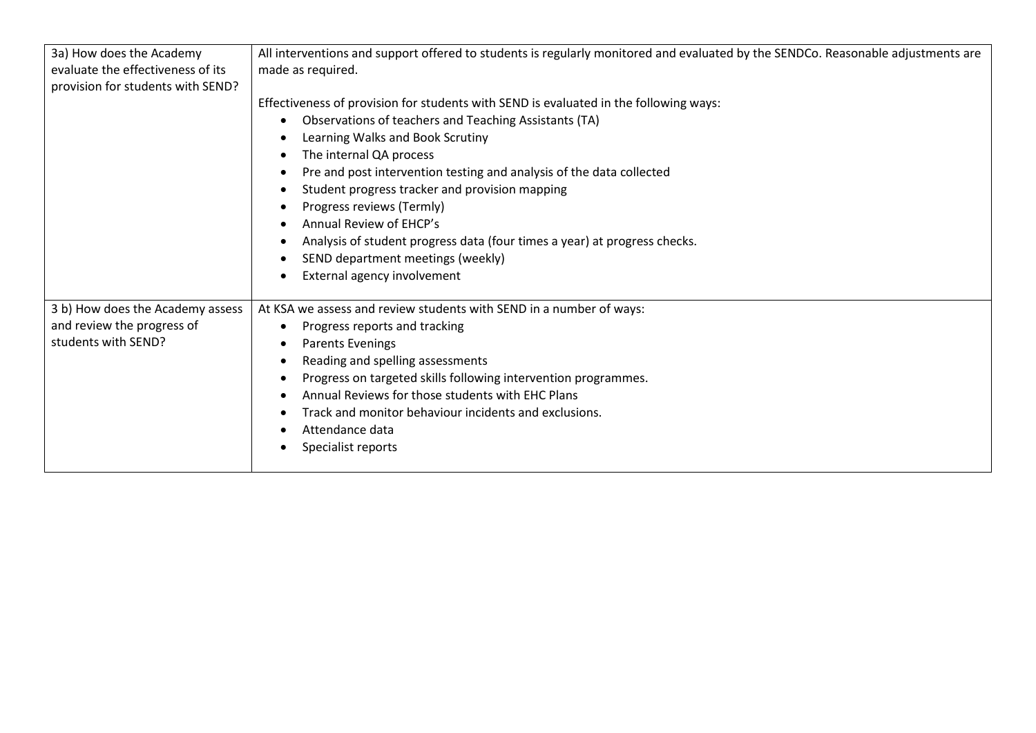| | |
|---|---|
| 3a) How does the Academy evaluate the effectiveness of its provision for students with SEND? | All interventions and support offered to students is regularly monitored and evaluated by the SENDCo. Reasonable adjustments are made as required.<br><br>Effectiveness of provision for students with SEND is evaluated in the following ways:<br>• Observations of teachers and Teaching Assistants (TA)<br>• Learning Walks and Book Scrutiny<br>• The internal QA process<br>• Pre and post intervention testing and analysis of the data collected<br>• Student progress tracker and provision mapping<br>• Progress reviews (Termly)<br>• Annual Review of EHCP's<br>• Analysis of student progress data (four times a year) at progress checks.<br>• SEND department meetings (weekly)<br>• External agency involvement |
| 3 b) How does the Academy assess and review the progress of students with SEND? | At KSA we assess and review students with SEND in a number of ways:<br>• Progress reports and tracking<br>• Parents Evenings<br>• Reading and spelling assessments<br>• Progress on targeted skills following intervention programmes.<br>• Annual Reviews for those students with EHC Plans<br>• Track and monitor behaviour incidents and exclusions.<br>• Attendance data<br>• Specialist reports |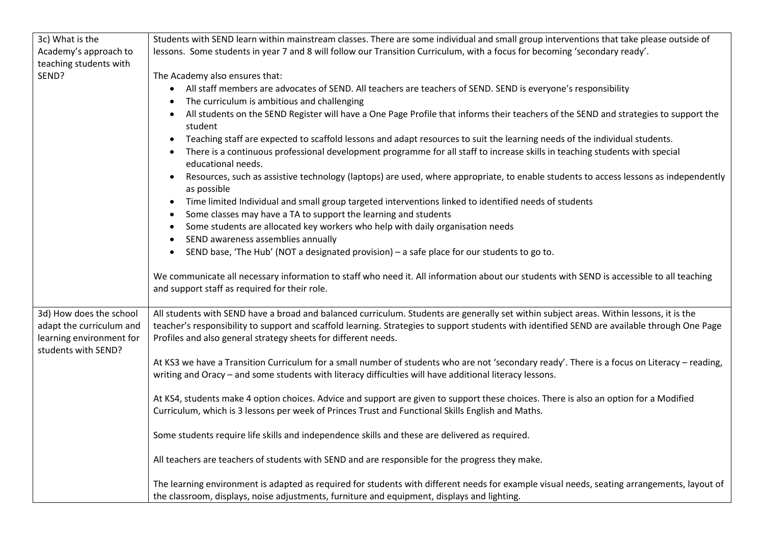| | |
|---|---|
| 3c) What is the Academy's approach to teaching students with SEND? | Students with SEND learn within mainstream classes. There are some individual and small group interventions that take please outside of lessons. Some students in year 7 and 8 will follow our Transition Curriculum, with a focus for becoming 'secondary ready'.<br><br>The Academy also ensures that:<br>• All staff members are advocates of SEND. All teachers are teachers of SEND. SEND is everyone's responsibility<br>• The curriculum is ambitious and challenging<br>• All students on the SEND Register will have a One Page Profile that informs their teachers of the SEND and strategies to support the student<br>• Teaching staff are expected to scaffold lessons and adapt resources to suit the learning needs of the individual students.<br>• There is a continuous professional development programme for all staff to increase skills in teaching students with special educational needs.<br>• Resources, such as assistive technology (laptops) are used, where appropriate, to enable students to access lessons as independently as possible<br>• Time limited Individual and small group targeted interventions linked to identified needs of students<br>• Some classes may have a TA to support the learning and students<br>• Some students are allocated key workers who help with daily organisation needs<br>• SEND awareness assemblies annually<br>• SEND base, 'The Hub' (NOT a designated provision) – a safe place for our students to go to.<br><br>We communicate all necessary information to staff who need it. All information about our students with SEND is accessible to all teaching and support staff as required for their role. |
| 3d) How does the school adapt the curriculum and learning environment for students with SEND? | All students with SEND have a broad and balanced curriculum. Students are generally set within subject areas. Within lessons, it is the teacher's responsibility to support and scaffold learning. Strategies to support students with identified SEND are available through One Page Profiles and also general strategy sheets for different needs.<br><br>At KS3 we have a Transition Curriculum for a small number of students who are not 'secondary ready'. There is a focus on Literacy – reading, writing and Oracy – and some students with literacy difficulties will have additional literacy lessons.<br><br>At KS4, students make 4 option choices. Advice and support are given to support these choices. There is also an option for a Modified Curriculum, which is 3 lessons per week of Princes Trust and Functional Skills English and Maths.<br><br>Some students require life skills and independence skills and these are delivered as required.<br><br>All teachers are teachers of students with SEND and are responsible for the progress they make.<br><br>The learning environment is adapted as required for students with different needs for example visual needs, seating arrangements, layout of the classroom, displays, noise adjustments, furniture and equipment, displays and lighting. |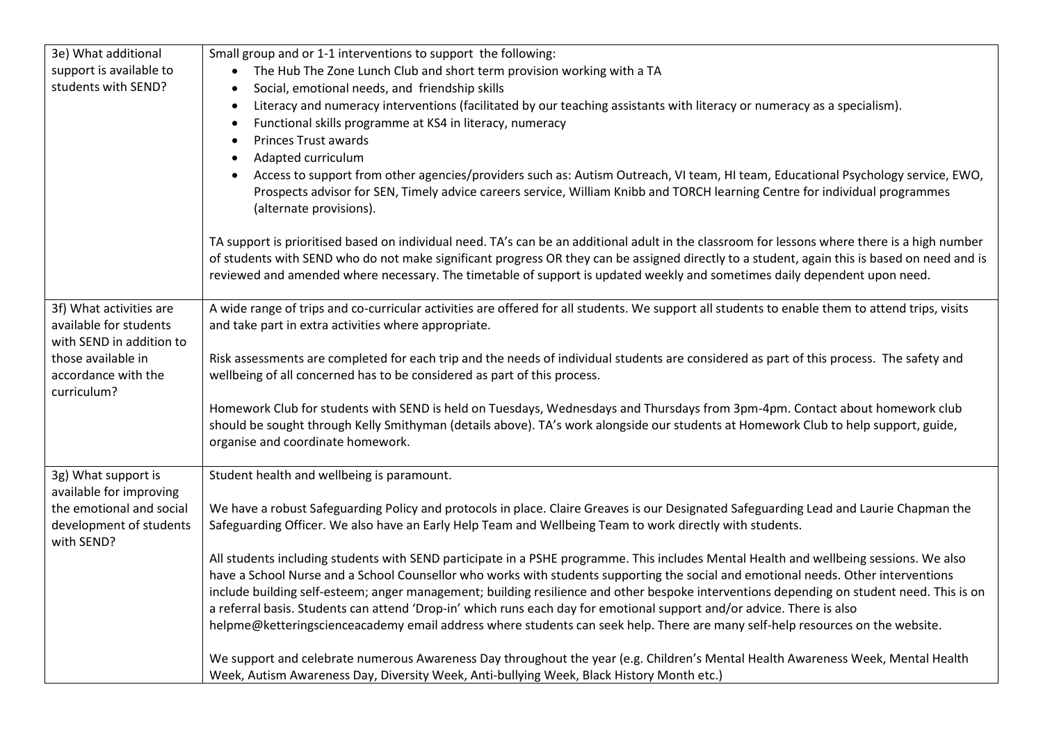| | |
|---|---|
| 3e) What additional support is available to students with SEND? | Small group and or 1-1 interventions to support the following:<br>• The Hub The Zone Lunch Club and short term provision working with a TA<br>• Social, emotional needs, and friendship skills<br>• Literacy and numeracy interventions (facilitated by our teaching assistants with literacy or numeracy as a specialism).<br>• Functional skills programme at KS4 in literacy, numeracy<br>• Princes Trust awards<br>• Adapted curriculum<br>• Access to support from other agencies/providers such as: Autism Outreach, VI team, HI team, Educational Psychology service, EWO, Prospects advisor for SEN, Timely advice careers service, William Knibb and TORCH learning Centre for individual programmes (alternate provisions).<br><br>TA support is prioritised based on individual need. TA's can be an additional adult in the classroom for lessons where there is a high number of students with SEND who do not make significant progress OR they can be assigned directly to a student, again this is based on need and is reviewed and amended where necessary. The timetable of support is updated weekly and sometimes daily dependent upon need. |
| 3f) What activities are available for students with SEND in addition to those available in accordance with the curriculum? | A wide range of trips and co-curricular activities are offered for all students. We support all students to enable them to attend trips, visits and take part in extra activities where appropriate.<br><br>Risk assessments are completed for each trip and the needs of individual students are considered as part of this process. The safety and wellbeing of all concerned has to be considered as part of this process.<br><br>Homework Club for students with SEND is held on Tuesdays, Wednesdays and Thursdays from 3pm-4pm. Contact about homework club should be sought through Kelly Smithyman (details above). TA's work alongside our students at Homework Club to help support, guide, organise and coordinate homework. |
| 3g) What support is available for improving the emotional and social development of students with SEND? | Student health and wellbeing is paramount.<br><br>We have a robust Safeguarding Policy and protocols in place. Claire Greaves is our Designated Safeguarding Lead and Laurie Chapman the Safeguarding Officer. We also have an Early Help Team and Wellbeing Team to work directly with students.<br><br>All students including students with SEND participate in a PSHE programme. This includes Mental Health and wellbeing sessions. We also have a School Nurse and a School Counsellor who works with students supporting the social and emotional needs. Other interventions include building self-esteem; anger management; building resilience and other bespoke interventions depending on student need. This is on a referral basis. Students can attend 'Drop-in' which runs each day for emotional support and/or advice. There is also helpme@ketteringscienceacademy email address where students can seek help. There are many self-help resources on the website.<br><br>We support and celebrate numerous Awareness Day throughout the year (e.g. Children's Mental Health Awareness Week, Mental Health Week, Autism Awareness Day, Diversity Week, Anti-bullying Week, Black History Month etc.) |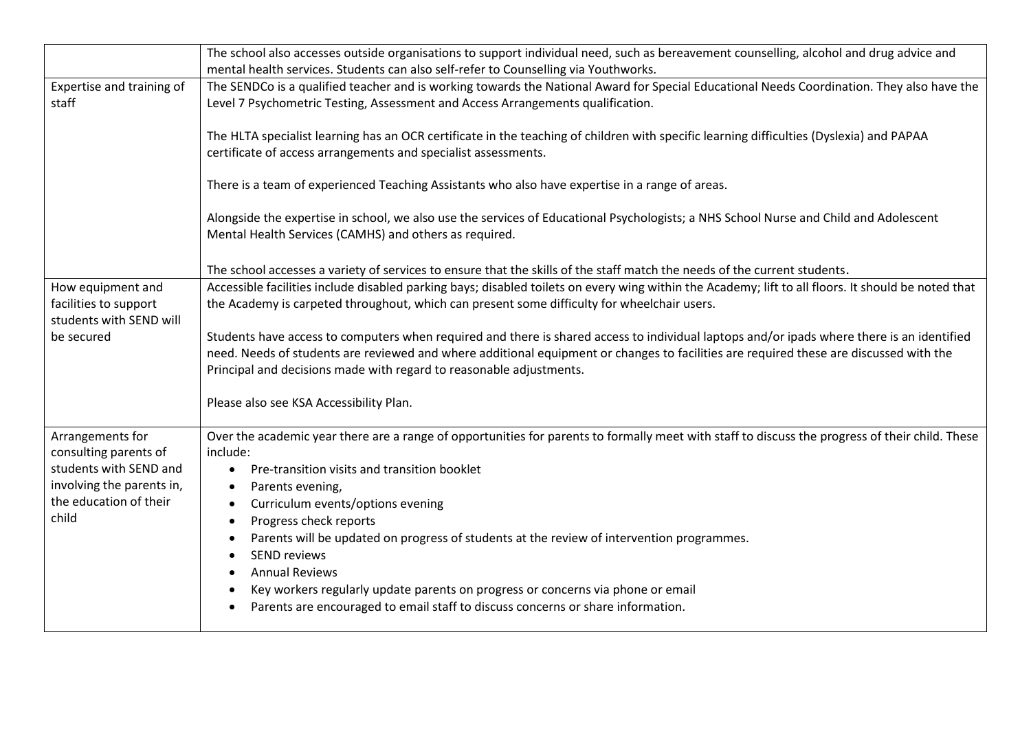| | |
|---|---|
| | The school also accesses outside organisations to support individual need, such as bereavement counselling, alcohol and drug advice and mental health services. Students can also self-refer to Counselling via Youthworks. |
| Expertise and training of staff | The SENDCo is a qualified teacher and is working towards the National Award for Special Educational Needs Coordination. They also have the Level 7 Psychometric Testing, Assessment and Access Arrangements qualification.<br><br>The HLTA specialist learning has an OCR certificate in the teaching of children with specific learning difficulties (Dyslexia) and PAPAA certificate of access arrangements and specialist assessments.<br><br>There is a team of experienced Teaching Assistants who also have expertise in a range of areas.<br><br>Alongside the expertise in school, we also use the services of Educational Psychologists; a NHS School Nurse and Child and Adolescent Mental Health Services (CAMHS) and others as required.<br><br>The school accesses a variety of services to ensure that the skills of the staff match the needs of the current students. |
| How equipment and facilities to support students with SEND will be secured | Accessible facilities include disabled parking bays; disabled toilets on every wing within the Academy; lift to all floors. It should be noted that the Academy is carpeted throughout, which can present some difficulty for wheelchair users.<br><br>Students have access to computers when required and there is shared access to individual laptops and/or ipads where there is an identified need. Needs of students are reviewed and where additional equipment or changes to facilities are required these are discussed with the Principal and decisions made with regard to reasonable adjustments.<br><br>Please also see KSA Accessibility Plan. |
| Arrangements for consulting parents of students with SEND and involving the parents in, the education of their child | Over the academic year there are a range of opportunities for parents to formally meet with staff to discuss the progress of their child. These include:<br>• Pre-transition visits and transition booklet<br>• Parents evening,<br>• Curriculum events/options evening<br>• Progress check reports<br>• Parents will be updated on progress of students at the review of intervention programmes.<br>• SEND reviews<br>• Annual Reviews<br>• Key workers regularly update parents on progress or concerns via phone or email<br>• Parents are encouraged to email staff to discuss concerns or share information. |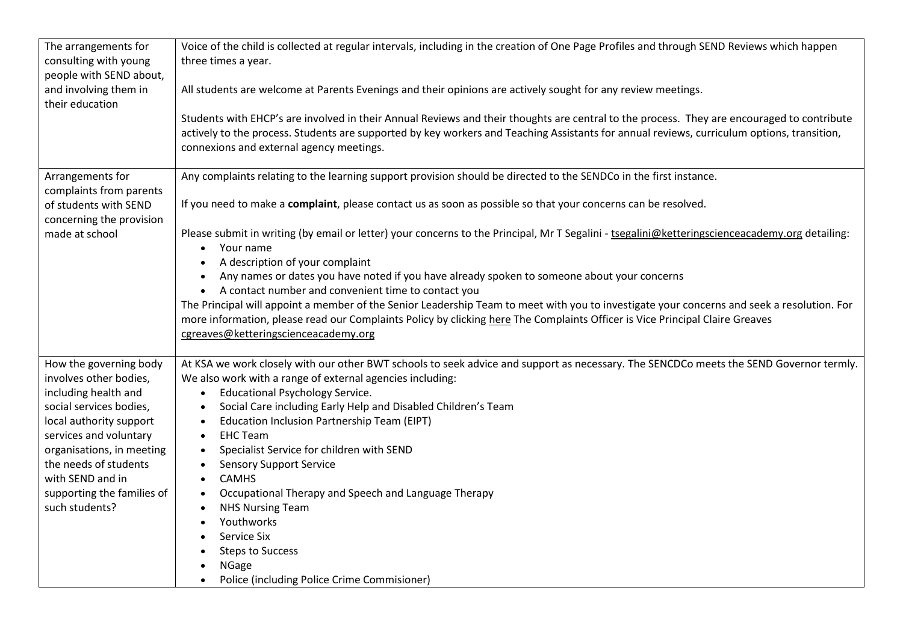| | |
|---|---|
| The arrangements for consulting with young people with SEND about, and involving them in their education | Voice of the child is collected at regular intervals, including in the creation of One Page Profiles and through SEND Reviews which happen three times a year.<br><br>All students are welcome at Parents Evenings and their opinions are actively sought for any review meetings.<br><br>Students with EHCP's are involved in their Annual Reviews and their thoughts are central to the process. They are encouraged to contribute actively to the process. Students are supported by key workers and Teaching Assistants for annual reviews, curriculum options, transition, connexions and external agency meetings. |
| Arrangements for complaints from parents of students with SEND concerning the provision made at school | Any complaints relating to the learning support provision should be directed to the SENDCo in the first instance.<br><br>If you need to make a **complaint**, please contact us as soon as possible so that your concerns can be resolved.<br><br>Please submit in writing (by email or letter) your concerns to the Principal, Mr T Segalini - tsegalini@ketteringscienceacademy.org detailing:<br>• Your name<br>• A description of your complaint<br>• Any names or dates you have noted if you have already spoken to someone about your concerns<br>• A contact number and convenient time to contact you<br>The Principal will appoint a member of the Senior Leadership Team to meet with you to investigate your concerns and seek a resolution. For more information, please read our Complaints Policy by clicking here The Complaints Officer is Vice Principal Claire Greaves cgreaves@ketteringscienceacademy.org |
| How the governing body involves other bodies, including health and social services bodies, local authority support services and voluntary organisations, in meeting the needs of students with SEND and in supporting the families of such students? | At KSA we work closely with our other BWT schools to seek advice and support as necessary. The SENCDCo meets the SEND Governor termly. We also work with a range of external agencies including:<br>• Educational Psychology Service.<br>• Social Care including Early Help and Disabled Children's Team<br>• Education Inclusion Partnership Team (EIPT)<br>• EHC Team<br>• Specialist Service for children with SEND<br>• Sensory Support Service<br>• CAMHS<br>• Occupational Therapy and Speech and Language Therapy<br>• NHS Nursing Team<br>• Youthworks<br>• Service Six<br>• Steps to Success<br>• NGage<br>• Police (including Police Crime Commisioner) |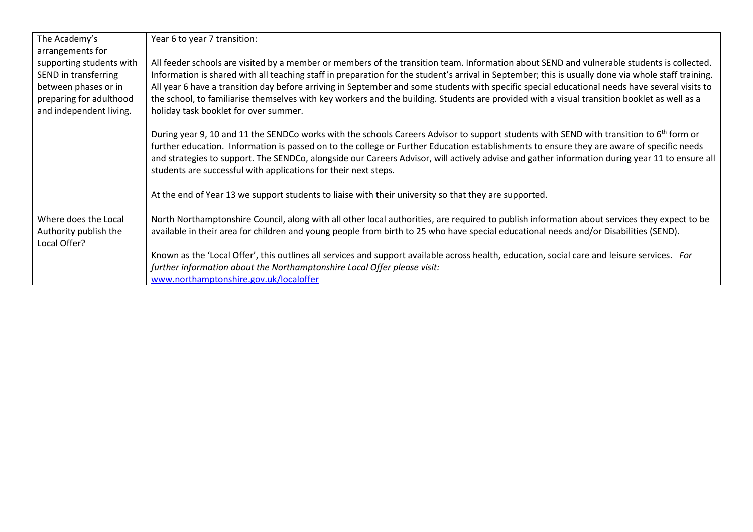| | |
|---|---|
| The Academy's arrangements for supporting students with SEND in transferring between phases or in preparing for adulthood and independent living. | Year 6 to year 7 transition:<br><br>All feeder schools are visited by a member or members of the transition team. Information about SEND and vulnerable students is collected. Information is shared with all teaching staff in preparation for the student's arrival in September; this is usually done via whole staff training. All year 6 have a transition day before arriving in September and some students with specific special educational needs have several visits to the school, to familiarise themselves with key workers and the building. Students are provided with a visual transition booklet as well as a holiday task booklet for over summer.<br><br>During year 9, 10 and 11 the SENDCo works with the schools Careers Advisor to support students with SEND with transition to 6th form or further education. Information is passed on to the college or Further Education establishments to ensure they are aware of specific needs and strategies to support. The SENDCo, alongside our Careers Advisor, will actively advise and gather information during year 11 to ensure all students are successful with applications for their next steps.<br><br>At the end of Year 13 we support students to liaise with their university so that they are supported. |
| Where does the Local Authority publish the Local Offer? | North Northamptonshire Council, along with all other local authorities, are required to publish information about services they expect to be available in their area for children and young people from birth to 25 who have special educational needs and/or Disabilities (SEND).<br><br>Known as the 'Local Offer', this outlines all services and support available across health, education, social care and leisure services. *For further information about the Northamptonshire Local Offer please visit:*<br>[www.northamptonshire.gov.uk/localoffer](www.northamptonshire.gov.uk/localoffer) |